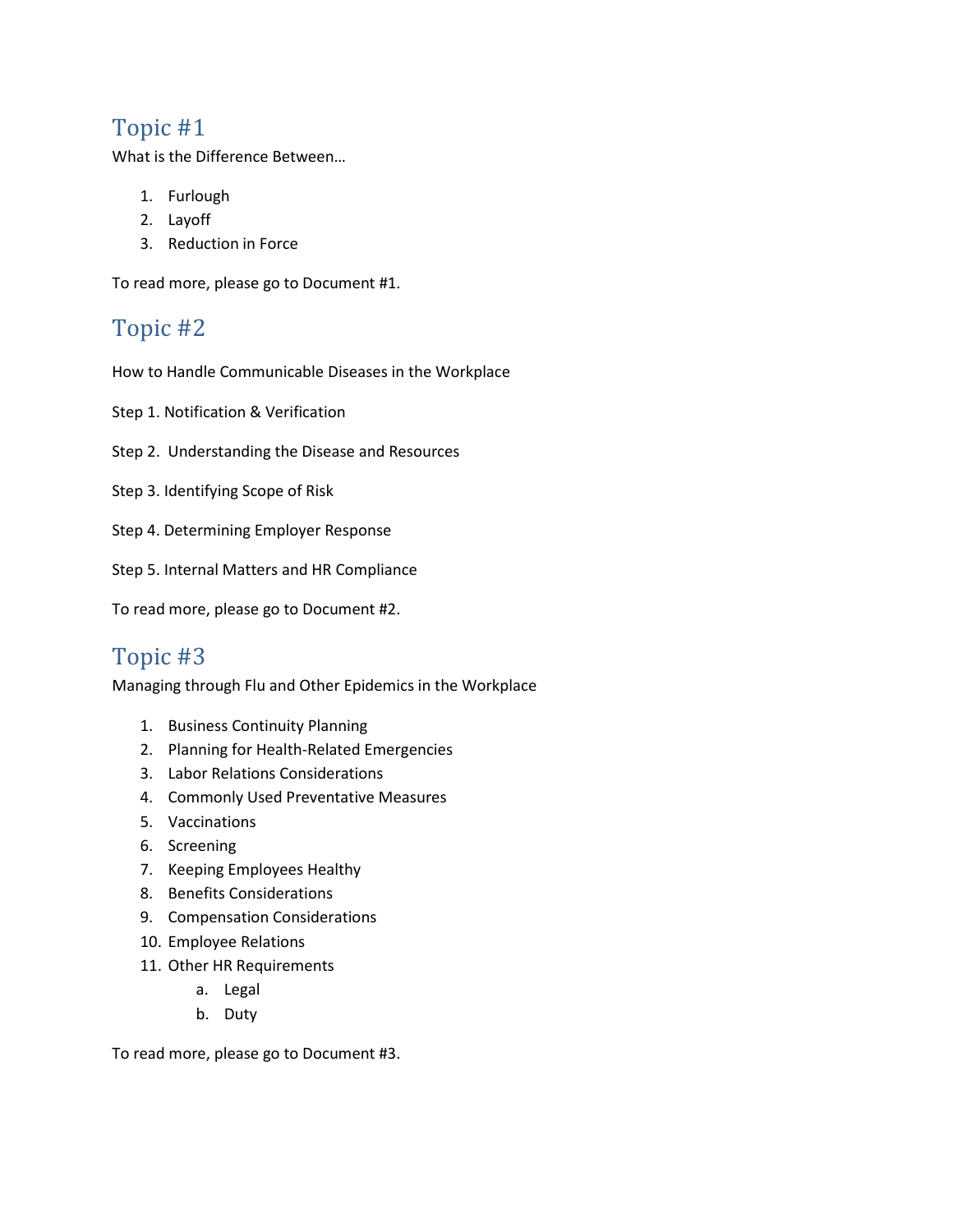## Topic #1

What is the Difference Between…

1. Furlough
2. Layoff
3. Reduction in Force

To read more, please go to Document #1.

## Topic #2

How to Handle Communicable Diseases in the Workplace

Step 1. Notification & Verification

Step 2. Understanding the Disease and Resources

Step 3. Identifying Scope of Risk

Step 4. Determining Employer Response

Step 5. Internal Matters and HR Compliance

To read more, please go to Document #2.

## Topic #3

Managing through Flu and Other Epidemics in the Workplace

1. Business Continuity Planning
2. Planning for Health-Related Emergencies
3. Labor Relations Considerations
4. Commonly Used Preventative Measures
5. Vaccinations
6. Screening
7. Keeping Employees Healthy
8. Benefits Considerations
9. Compensation Considerations
10. Employee Relations
11. Other HR Requirements
    a. Legal
    b. Duty

To read more, please go to Document #3.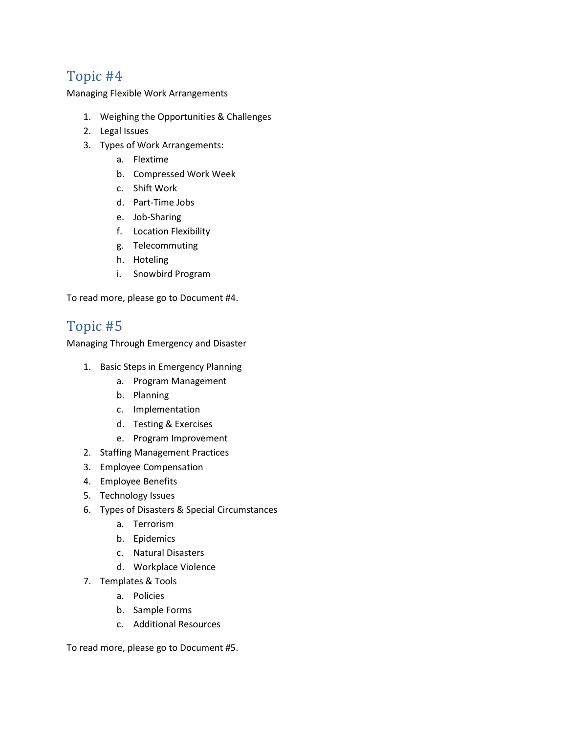## Topic #4

Managing Flexible Work Arrangements

1. Weighing the Opportunities & Challenges
2. Legal Issues
3. Types of Work Arrangements:
    a. Flextime
    b. Compressed Work Week
    c. Shift Work
    d. Part-Time Jobs
    e. Job-Sharing
    f. Location Flexibility
    g. Telecommuting
    h. Hoteling
    i. Snowbird Program

To read more, please go to Document #4.

## Topic #5

Managing Through Emergency and Disaster

1. Basic Steps in Emergency Planning
    a. Program Management
    b. Planning
    c. Implementation
    d. Testing & Exercises
    e. Program Improvement
2. Staffing Management Practices
3. Employee Compensation
4. Employee Benefits
5. Technology Issues
6. Types of Disasters & Special Circumstances
    a. Terrorism
    b. Epidemics
    c. Natural Disasters
    d. Workplace Violence
7. Templates & Tools
    a. Policies
    b. Sample Forms
    c. Additional Resources

To read more, please go to Document #5.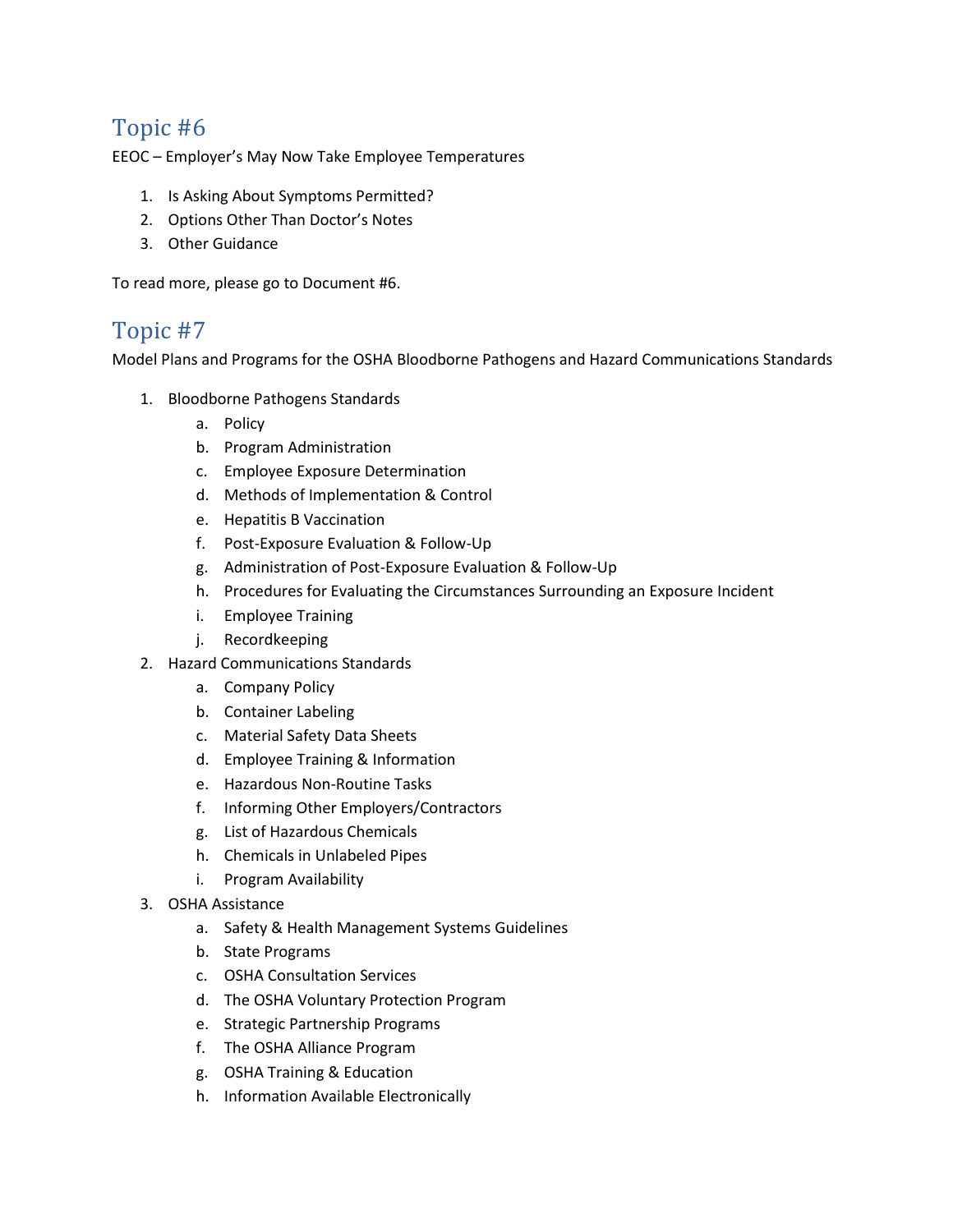## Topic #6

EEOC – Employer's May Now Take Employee Temperatures

1. Is Asking About Symptoms Permitted?
2. Options Other Than Doctor's Notes
3. Other Guidance

To read more, please go to Document #6.

## Topic #7

Model Plans and Programs for the OSHA Bloodborne Pathogens and Hazard Communications Standards

1. Bloodborne Pathogens Standards
   a. Policy
   b. Program Administration
   c. Employee Exposure Determination
   d. Methods of Implementation & Control
   e. Hepatitis B Vaccination
   f. Post-Exposure Evaluation & Follow-Up
   g. Administration of Post-Exposure Evaluation & Follow-Up
   h. Procedures for Evaluating the Circumstances Surrounding an Exposure Incident
   i. Employee Training
   j. Recordkeeping
2. Hazard Communications Standards
   a. Company Policy
   b. Container Labeling
   c. Material Safety Data Sheets
   d. Employee Training & Information
   e. Hazardous Non-Routine Tasks
   f. Informing Other Employers/Contractors
   g. List of Hazardous Chemicals
   h. Chemicals in Unlabeled Pipes
   i. Program Availability
3. OSHA Assistance
   a. Safety & Health Management Systems Guidelines
   b. State Programs
   c. OSHA Consultation Services
   d. The OSHA Voluntary Protection Program
   e. Strategic Partnership Programs
   f. The OSHA Alliance Program
   g. OSHA Training & Education
   h. Information Available Electronically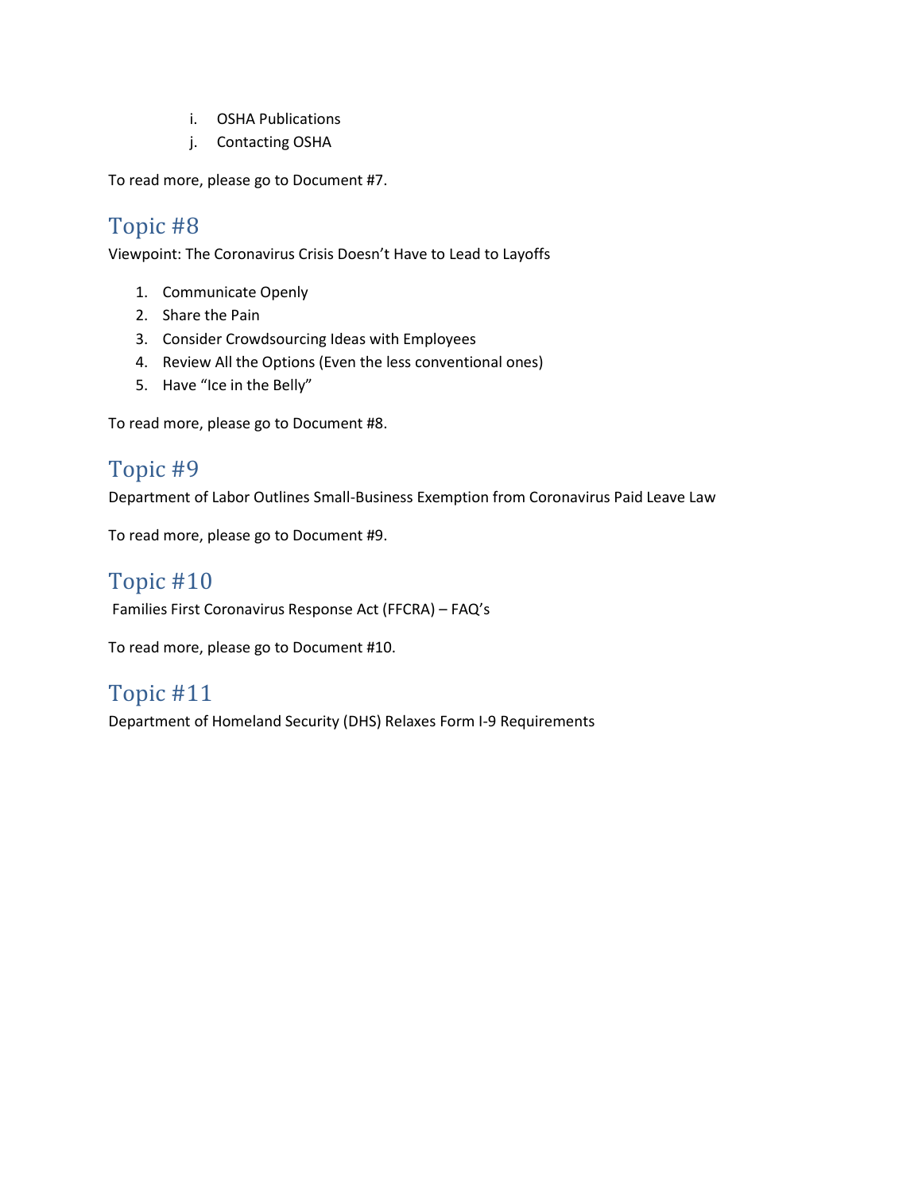i. OSHA Publications
j. Contacting OSHA

To read more, please go to Document #7.

## Topic #8

Viewpoint: The Coronavirus Crisis Doesn't Have to Lead to Layoffs

1. Communicate Openly
2. Share the Pain
3. Consider Crowdsourcing Ideas with Employees
4. Review All the Options (Even the less conventional ones)
5. Have "Ice in the Belly"

To read more, please go to Document #8.

## Topic #9

Department of Labor Outlines Small-Business Exemption from Coronavirus Paid Leave Law

To read more, please go to Document #9.

## Topic #10

Families First Coronavirus Response Act (FFCRA) – FAQ's

To read more, please go to Document #10.

## Topic #11

Department of Homeland Security (DHS) Relaxes Form I-9 Requirements